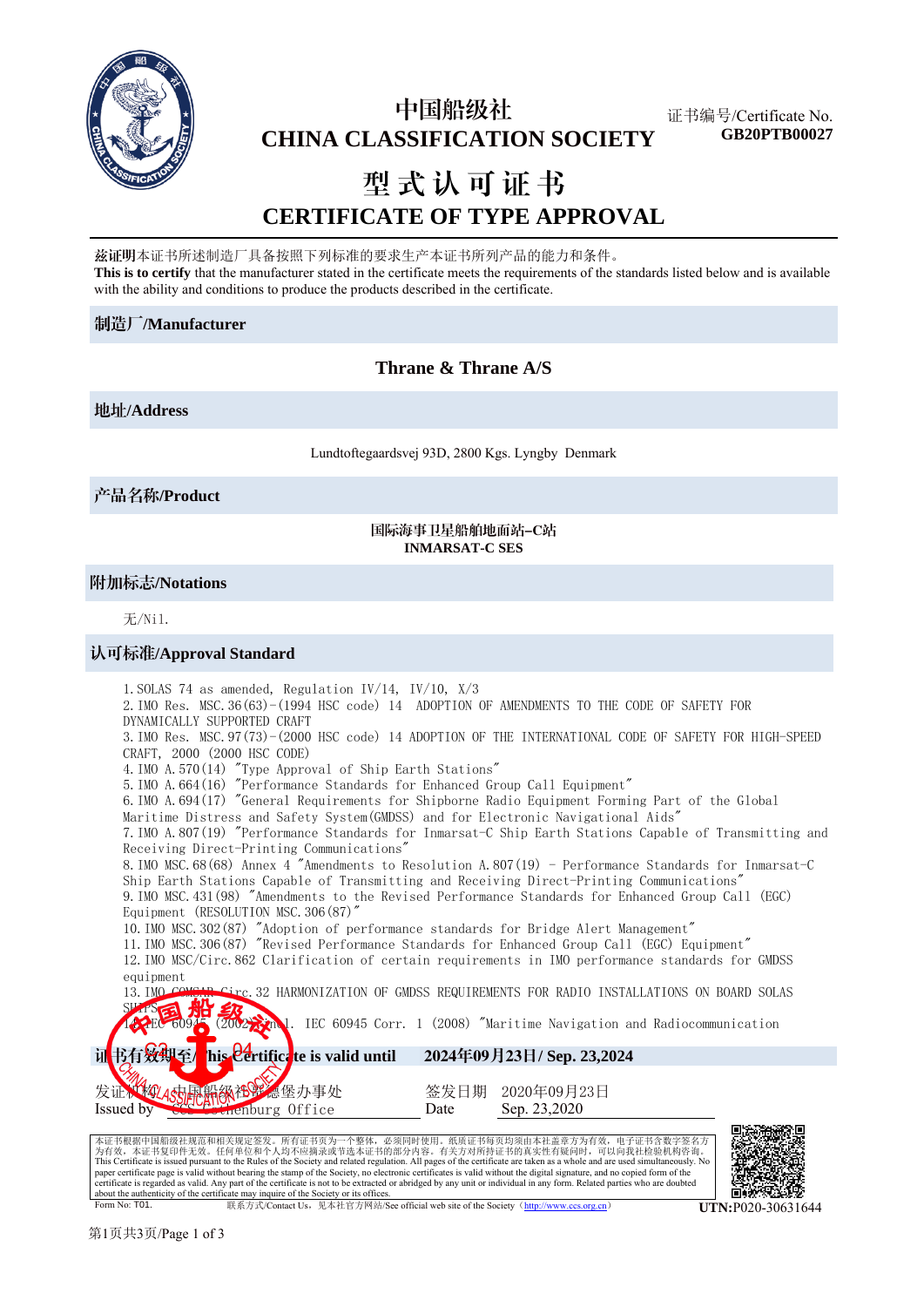# 中国船级社
# CHINA CLASSIFICATION SOCIETY

证书编号/Certificate No.
**GB20PTB00027**

# 型式认可证书
# CERTIFICATE OF TYPE APPROVAL

**兹证明**本证书所述制造厂具备按照下列标准的要求生产本证书所列产品的能力和条件。
**This is to certify** that the manufacturer stated in the certificate meets the requirements of the standards listed below and is available with the ability and conditions to produce the products described in the certificate.

## 制造厂/Manufacturer

**Thrane & Thrane A/S**

## 地址/Address

Lundtoftegaardsvej 93D, 2800 Kgs. Lyngby Denmark

## 产品名称/Product

**国际海事卫星船舶地面站–C站**
**INMARSAT-C SES**

## 附加标志/Notations

无/Nil.

## 认可标准/Approval Standard

1. SOLAS 74 as amended, Regulation IV/14, IV/10, X/3
2. IMO Res. MSC.36(63)-(1994 HSC code) 14 ADOPTION OF AMENDMENTS TO THE CODE OF SAFETY FOR DYNAMICALLY SUPPORTED CRAFT
3. IMO Res. MSC.97(73)-(2000 HSC code) 14 ADOPTION OF THE INTERNATIONAL CODE OF SAFETY FOR HIGH-SPEED CRAFT, 2000 (2000 HSC CODE)
4. IMO A.570(14) "Type Approval of Ship Earth Stations"
5. IMO A.664(16) "Performance Standards for Enhanced Group Call Equipment"
6. IMO A.694(17) "General Requirements for Shipborne Radio Equipment Forming Part of the Global Maritime Distress and Safety System(GMDSS) and for Electronic Navigational Aids"
7. IMO A.807(19) "Performance Standards for Inmarsat-C Ship Earth Stations Capable of Transmitting and Receiving Direct-Printing Communications"
8. IMO MSC.68(68) Annex 4 "Amendments to Resolution A.807(19) - Performance Standards for Inmarsat-C Ship Earth Stations Capable of Transmitting and Receiving Direct-Printing Communications"
9. IMO MSC.431(98) "Amendments to the Revised Performance Standards for Enhanced Group Call (EGC) Equipment (RESOLUTION MSC.306(87)"
10. IMO MSC.302(87) "Adoption of performance standards for Bridge Alert Management"
11. IMO MSC.306(87) "Revised Performance Standards for Enhanced Group Call (EGC) Equipment"
12. IMO MSC/Circ.862 Clarification of certain requirements in IMO performance standards for GMDSS equipment
13. IMO COMSAR Circ.32 HARMONIZATION OF GMDSS REQUIREMENTS FOR RADIO INSTALLATIONS ON BOARD SOLAS SHIPS
14. IEC 60945 (2002) incl. IEC 60945 Corr. 1 (2008) "Maritime Navigation and Radiocommunication

| 证书有效期至/This Certificate is valid until | 2024年09月23日/ Sep. 23,2024 |
|---|---|

| 发证机构/Issued by | 中国船级社哥德堡办事处 CCS Gothenburg Office | 签发日期/Date | 2020年09月23日 Sep. 23,2020 |
|---|---|---|---|

本证书根据中国船级社规范和相关规定签发。所有证书页为一个整体，必须同时使用。纸质证书每页均须由本社盖章方为有效，电子证书含数字签名方为有效，本证书复印件无效。任何单位和个人均不应摘录或节选本证书的部分内容。有关方对所持证书的真实性有疑问时，可以向我社检验机构咨询。
This Certificate is issued pursuant to the Rules of the Society and related regulation. All pages of the certificate are taken as a whole and are used simultaneously. No paper certificate page is valid without bearing the stamp of the Society, no electronic certificates is valid without the digital signature, and no copied form of the certificate is regarded as valid. Any part of the certificate is not to be extracted or abridged by any unit or individual in any form. Related parties who are doubted about the authenticity of the certificate may inquire of the Society or its offices.

Form No: T01. 联系方式/Contact Us，见本社官方网站/See official web site of the Society（http://www.ccs.org.cn）

**UTN:**P020-30631644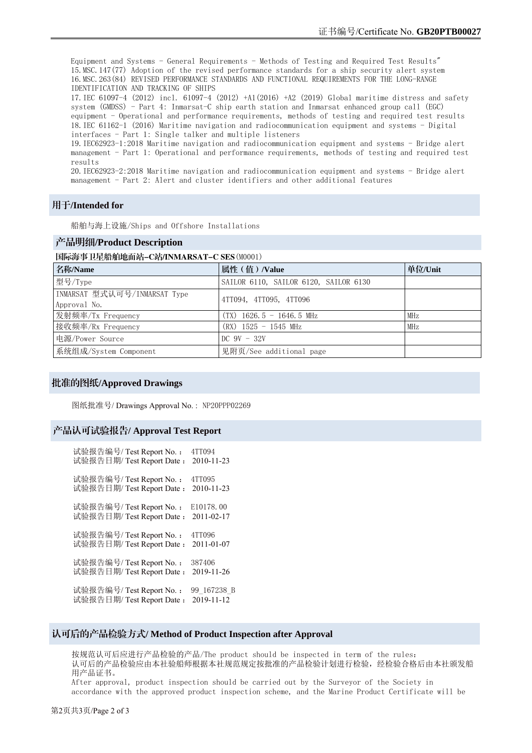Equipment and Systems - General Requirements - Methods of Testing and Required Test Results"
15.MSC.147(77) Adoption of the revised performance standards for a ship security alert system
16.MSC.263(84) REVISED PERFORMANCE STANDARDS AND FUNCTIONAL REQUIREMENTS FOR THE LONG-RANGE IDENTIFICATION AND TRACKING OF SHIPS
17.IEC 61097-4 (2012) incl. 61097-4 (2012) +A1(2016) +A2 (2019) Global maritime distress and safety system (GMDSS) - Part 4: Inmarsat-C ship earth station and Inmarsat enhanced group call (EGC) equipment - Operational and performance requirements, methods of testing and required test results
18.IEC 61162-1 (2016) Maritime navigation and radiocommunication equipment and systems - Digital interfaces - Part 1: Single talker and multiple listeners
19.IEC62923-1:2018 Maritime navigation and radiocommunication equipment and systems - Bridge alert management - Part 1: Operational and performance requirements, methods of testing and required test results
20.IEC62923-2:2018 Maritime navigation and radiocommunication equipment and systems - Bridge alert management - Part 2: Alert and cluster identifiers and other additional features

## 用于/Intended for

船舶与海上设施/Ships and Offshore Installations

## 产品明细/Product Description

**国际海事卫星船舶地面站-C站/INMARSAT-C SES**(M0001)

| 名称/Name | 属性（值）/Value | 单位/Unit |
|---|---|---|
| 型号/Type | SAILOR 6110, SAILOR 6120, SAILOR 6130 | |
| INMARSAT 型式认可号/INMARSAT Type Approval No. | 4TT094, 4TT095, 4TT096 | |
| 发射频率/Tx Frequency | (TX) 1626.5 - 1646.5 MHz | MHz |
| 接收频率/Rx Frequency | (RX) 1525 - 1545 MHz | MHz |
| 电源/Power Source | DC 9V - 32V | |
| 系统组成/System Component | 见附页/See additional page | |

## 批准的图纸/Approved Drawings

图纸批准号/ Drawings Approval No.: NP20PPP02269

## 产品认可试验报告/ Approval Test Report

试验报告编号/ Test Report No.: 4TT094
试验报告日期/ Test Report Date: 2010-11-23

试验报告编号/ Test Report No.: 4TT095
试验报告日期/ Test Report Date: 2010-11-23

试验报告编号/ Test Report No.: E10178.00
试验报告日期/ Test Report Date: 2011-02-17

试验报告编号/ Test Report No.: 4TT096
试验报告日期/ Test Report Date: 2011-01-07

试验报告编号/ Test Report No.: 387406
试验报告日期/ Test Report Date: 2019-11-26

试验报告编号/ Test Report No.: 99_167238_B
试验报告日期/ Test Report Date: 2019-11-12

## 认可后的产品检验方式/ Method of Product Inspection after Approval

按规范认可后应进行产品检验的产品/The product should be inspected in term of the rules:
认可后的产品检验应由本社验船师根据本社规范规定按批准的产品检验计划进行检验，经检验合格后由本社颁发船用产品证书。
After approval, product inspection should be carried out by the Surveyor of the Society in accordance with the approved product inspection scheme, and the Marine Product Certificate will be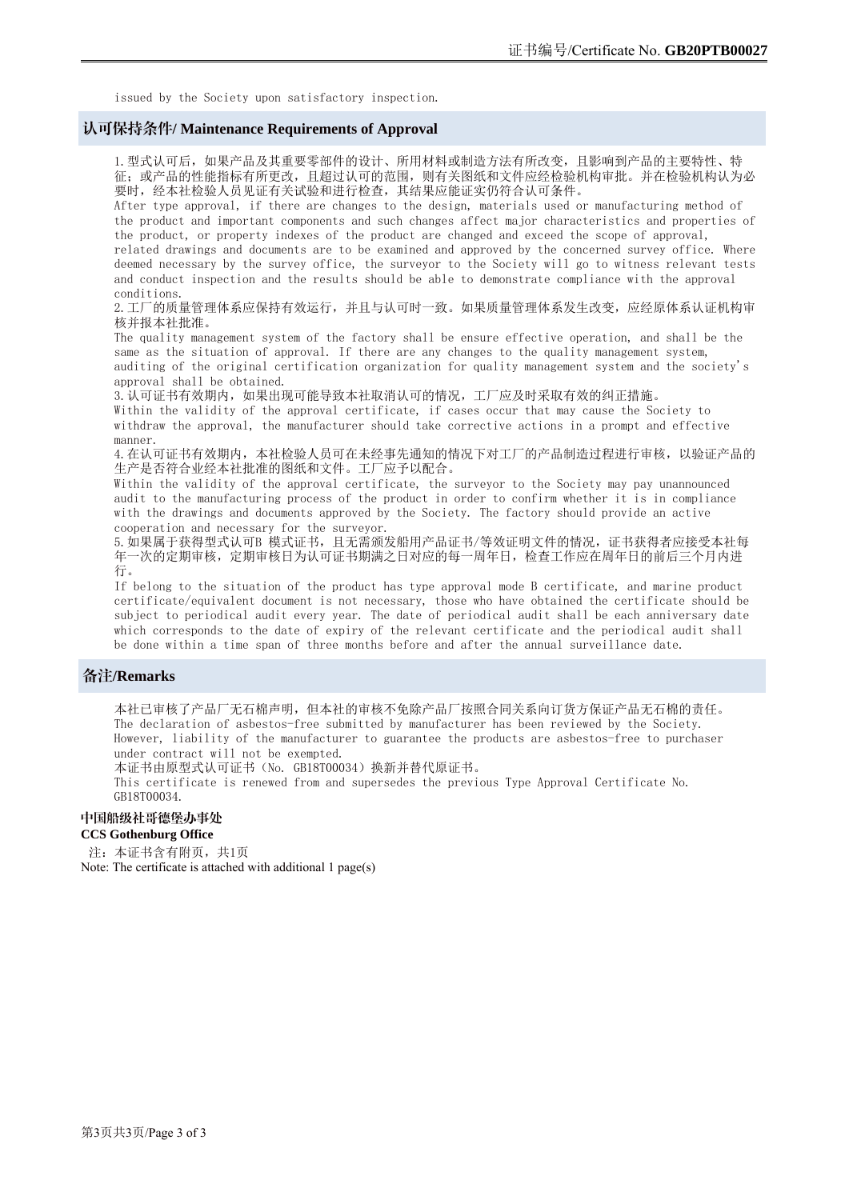issued by the Society upon satisfactory inspection.

## 认可保持条件/ Maintenance Requirements of Approval

1.型式认可后，如果产品及其重要零部件的设计、所用材料或制造方法有所改变，且影响到产品的主要特性、特征；或产品的性能指标有所更改，且超过认可的范围，则有关图纸和文件应经检验机构审批。并在检验机构认为必要时，经本社检验人员见证有关试验和进行检查，其结果应能证实仍符合认可条件。
After type approval, if there are changes to the design, materials used or manufacturing method of the product and important components and such changes affect major characteristics and properties of the product, or property indexes of the product are changed and exceed the scope of approval, related drawings and documents are to be examined and approved by the concerned survey office. Where deemed necessary by the survey office, the surveyor to the Society will go to witness relevant tests and conduct inspection and the results should be able to demonstrate compliance with the approval conditions.
2.工厂的质量管理体系应保持有效运行，并且与认可时一致。如果质量管理体系发生改变，应经原体系认证机构审核并报本社批准。
The quality management system of the factory shall be ensure effective operation, and shall be the same as the situation of approval. If there are any changes to the quality management system, auditing of the original certification organization for quality management system and the society's approval shall be obtained.
3.认可证书有效期内，如果出现可能导致本社取消认可的情况，工厂应及时采取有效的纠正措施。
Within the validity of the approval certificate, if cases occur that may cause the Society to withdraw the approval, the manufacturer should take corrective actions in a prompt and effective manner.
4.在认可证书有效期内，本社检验人员可在未经事先通知的情况下对工厂的产品制造过程进行审核，以验证产品的生产是否符合业经本社批准的图纸和文件。工厂应予以配合。
Within the validity of the approval certificate, the surveyor to the Society may pay unannounced audit to the manufacturing process of the product in order to confirm whether it is in compliance with the drawings and documents approved by the Society. The factory should provide an active cooperation and necessary for the surveyor.
5.如果属于获得型式认可B 模式证书，且无需颁发船用产品证书/等效证明文件的情况，证书获得者应接受本社每年一次的定期审核，定期审核日为认可证书期满之日对应的每一周年日，检查工作应在周年日的前后三个月内进行。
If belong to the situation of the product has type approval mode B certificate, and marine product certificate/equivalent document is not necessary, those who have obtained the certificate should be subject to periodical audit every year. The date of periodical audit shall be each anniversary date which corresponds to the date of expiry of the relevant certificate and the periodical audit shall be done within a time span of three months before and after the annual surveillance date.

## 备注/Remarks

本社已审核了产品厂无石棉声明，但本社的审核不免除产品厂按照合同关系向订货方保证产品无石棉的责任。
The declaration of asbestos-free submitted by manufacturer has been reviewed by the Society. However, liability of the manufacturer to guarantee the products are asbestos-free to purchaser under contract will not be exempted.
本证书由原型式认可证书（No. GB18T00034）换新并替代原证书。
This certificate is renewed from and supersedes the previous Type Approval Certificate No. GB18T00034.

**中国船级社哥德堡办事处**
**CCS Gothenburg Office**

注：本证书含有附页，共1页
Note: The certificate is attached with additional 1 page(s)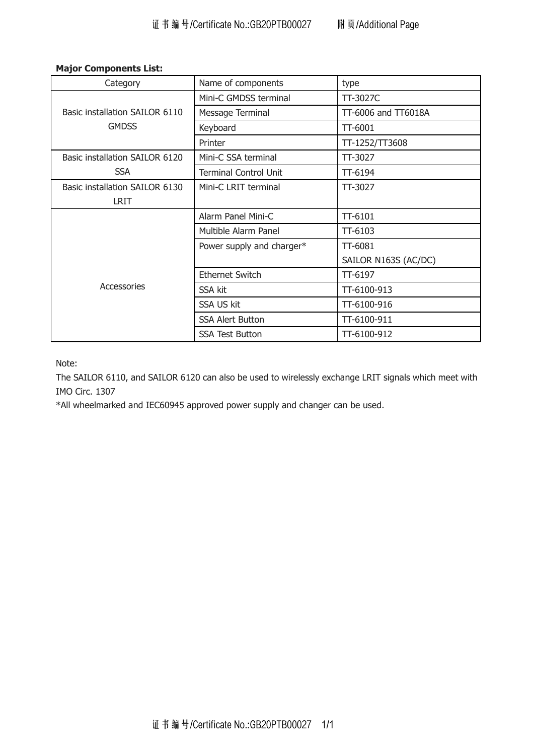**Major Components List:**

| Category | Name of components | type |
|---|---|---|
| Basic installation SAILOR 6110 GMDSS | Mini-C GMDSS terminal | TT-3027C |
| | Message Terminal | TT-6006 and TT6018A |
| | Keyboard | TT-6001 |
| | Printer | TT-1252/TT3608 |
| Basic installation SAILOR 6120 SSA | Mini-C SSA terminal | TT-3027 |
| | Terminal Control Unit | TT-6194 |
| Basic installation SAILOR 6130 LRIT | Mini-C LRIT terminal | TT-3027 |
| Accessories | Alarm Panel Mini-C | TT-6101 |
| | Multible Alarm Panel | TT-6103 |
| | Power supply and charger* | TT-6081<br>SAILOR N163S (AC/DC) |
| | Ethernet Switch | TT-6197 |
| | SSA kit | TT-6100-913 |
| | SSA US kit | TT-6100-916 |
| | SSA Alert Button | TT-6100-911 |
| | SSA Test Button | TT-6100-912 |

Note:

The SAILOR 6110, and SAILOR 6120 can also be used to wirelessly exchange LRIT signals which meet with IMO Circ. 1307

*All wheelmarked and IEC60945 approved power supply and changer can be used.